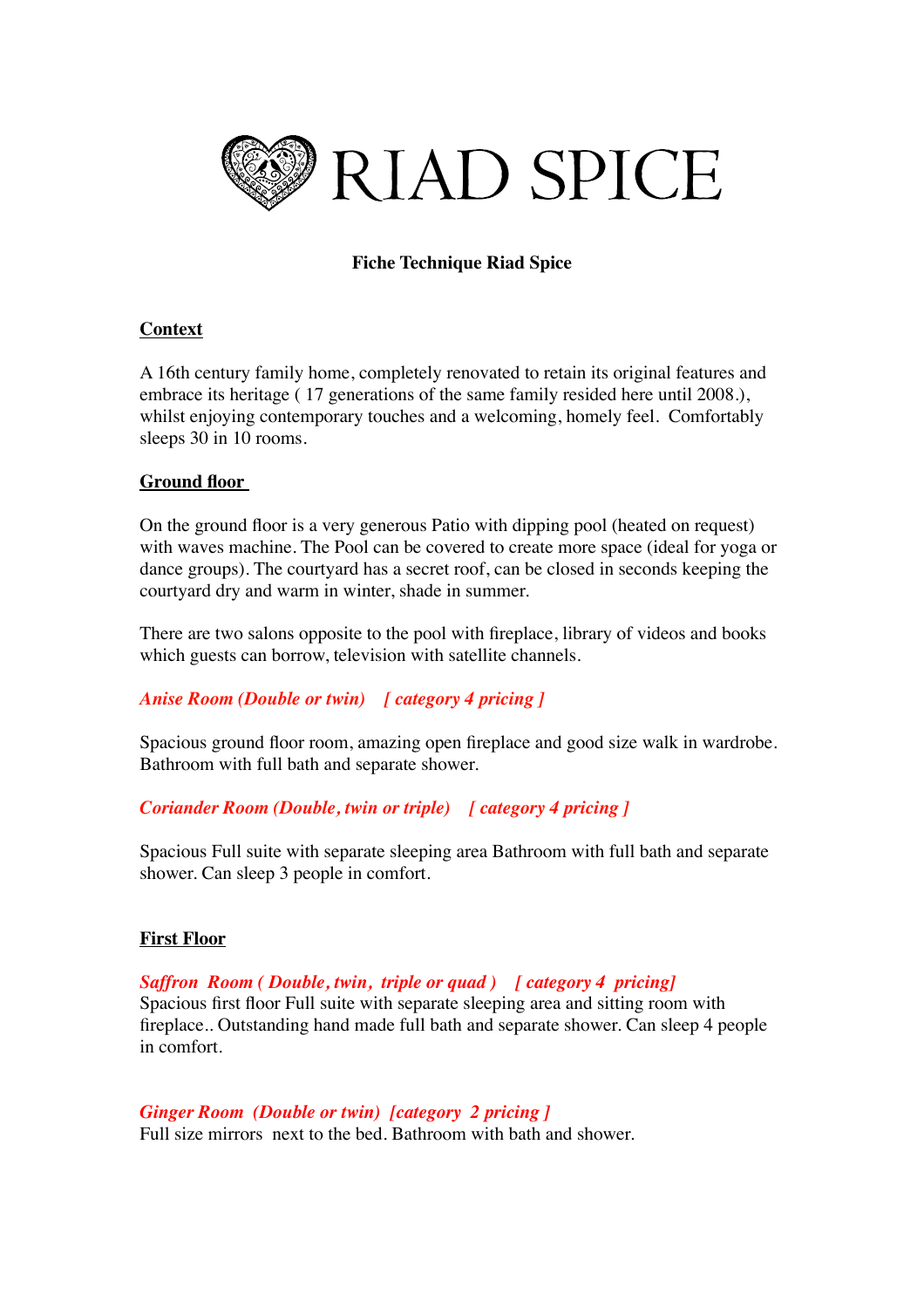# RIAD SPICE

**Fiche Technique Riad Spice**

## Context

A 16th century family home, completely renovated to retain its original features and embrace its heritage ( 17 generations of the same family resided here until 2008.), whilst enjoying contemporary touches and a welcoming, homely feel. Comfortably sleeps 30 in 10 rooms.

## Ground floor

On the ground floor is a very generous Patio with dipping pool (heated on request) with waves machine. The Pool can be covered to create more space (ideal for yoga or dance groups). The courtyard has a secret roof, can be closed in seconds keeping the courtyard dry and warm in winter, shade in summer.

There are two salons opposite to the pool with fireplace, library of videos and books which guests can borrow, television with satellite channels.

***Anise Room (Double or twin) [ category 4 pricing ]***

Spacious ground floor room, amazing open fireplace and good size walk in wardrobe. Bathroom with full bath and separate shower.

***Coriander Room (Double, twin or triple) [ category 4 pricing ]***

Spacious Full suite with separate sleeping area Bathroom with full bath and separate shower. Can sleep 3 people in comfort.

## First Floor

***Saffron Room ( Double, twin, triple or quad ) [ category 4 pricing]***

Spacious first floor Full suite with separate sleeping area and sitting room with fireplace.. Outstanding hand made full bath and separate shower. Can sleep 4 people in comfort.

***Ginger Room (Double or twin) [category 2 pricing ]***

Full size mirrors next to the bed. Bathroom with bath and shower.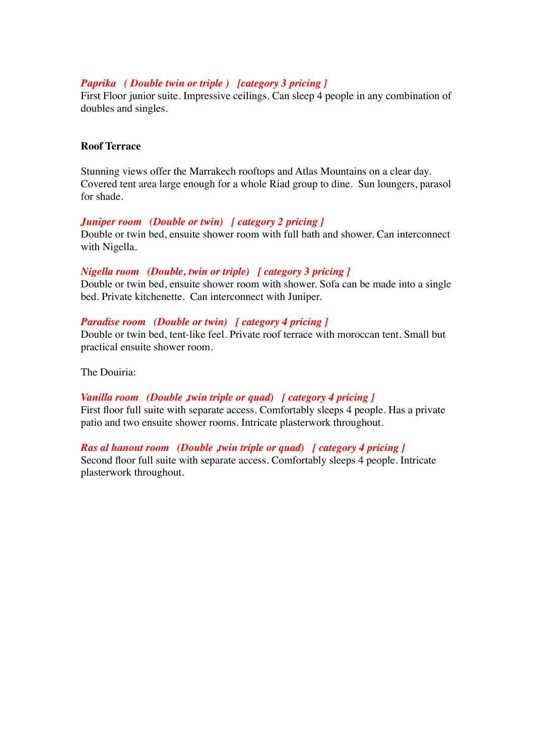***Paprika ( Double twin or triple ) [category 3 pricing ]***
First Floor junior suite. Impressive ceilings. Can sleep 4 people in any combination of doubles and singles.

**Roof Terrace**

Stunning views offer the Marrakech rooftops and Atlas Mountains on a clear day. Covered tent area large enough for a whole Riad group to dine. Sun loungers, parasol for shade.

***Juniper room (Double or twin) [ category 2 pricing ]***
Double or twin bed, ensuite shower room with full bath and shower. Can interconnect with Nigella.

***Nigella room (Double, twin or triple) [ category 3 pricing ]***
Double or twin bed, ensuite shower room with shower. Sofa can be made into a single bed. Private kitchenette. Can interconnect with Juniper.

***Paradise room (Double or twin) [ category 4 pricing ]***
Double or twin bed, tent-like feel. Private roof terrace with moroccan tent. Small but practical ensuite shower room.

The Douiria:

***Vanilla room (Double ,twin triple or quad) [ category 4 pricing ]***
First floor full suite with separate access. Comfortably sleeps 4 people. Has a private patio and two ensuite shower rooms. Intricate plasterwork throughout.

***Ras al hanout room (Double ,twin triple or quad) [ category 4 pricing ]***
Second floor full suite with separate access. Comfortably sleeps 4 people. Intricate plasterwork throughout.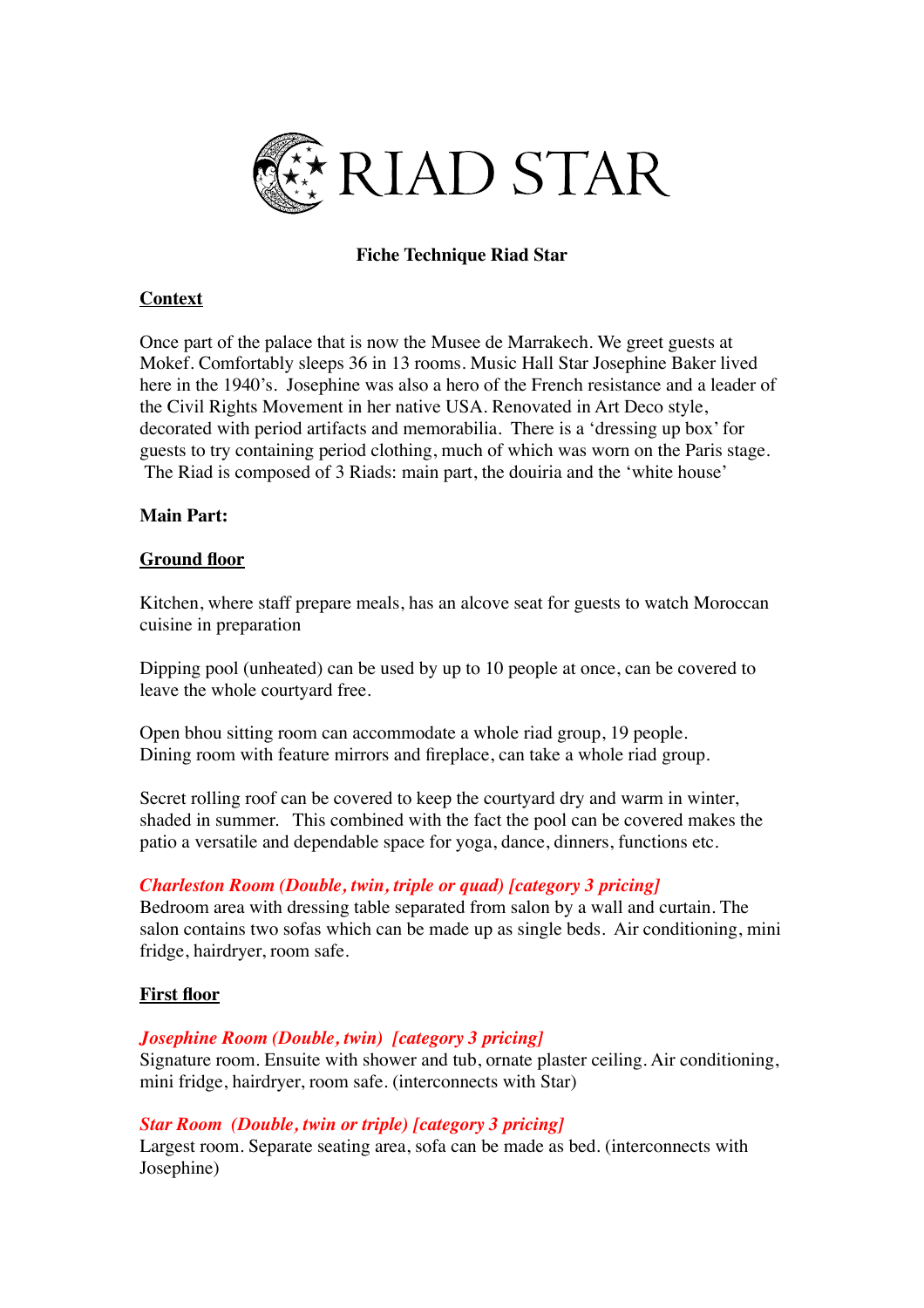# RIAD STAR

**Fiche Technique Riad Star**

## Context

Once part of the palace that is now the Musee de Marrakech. We greet guests at Mokef. Comfortably sleeps 36 in 13 rooms. Music Hall Star Josephine Baker lived here in the 1940's. Josephine was also a hero of the French resistance and a leader of the Civil Rights Movement in her native USA. Renovated in Art Deco style, decorated with period artifacts and memorabilia. There is a 'dressing up box' for guests to try containing period clothing, much of which was worn on the Paris stage. The Riad is composed of 3 Riads: main part, the douiria and the 'white house'

**Main Part:**

## Ground floor

Kitchen, where staff prepare meals, has an alcove seat for guests to watch Moroccan cuisine in preparation

Dipping pool (unheated) can be used by up to 10 people at once, can be covered to leave the whole courtyard free.

Open bhou sitting room can accommodate a whole riad group, 19 people.
Dining room with feature mirrors and fireplace, can take a whole riad group.

Secret rolling roof can be covered to keep the courtyard dry and warm in winter, shaded in summer. This combined with the fact the pool can be covered makes the patio a versatile and dependable space for yoga, dance, dinners, functions etc.

***Charleston Room (Double, twin, triple or quad) [category 3 pricing]***
Bedroom area with dressing table separated from salon by a wall and curtain. The salon contains two sofas which can be made up as single beds. Air conditioning, mini fridge, hairdryer, room safe.

## First floor

***Josephine Room (Double, twin) [category 3 pricing]***
Signature room. Ensuite with shower and tub, ornate plaster ceiling. Air conditioning, mini fridge, hairdryer, room safe. (interconnects with Star)

***Star Room (Double, twin or triple) [category 3 pricing]***
Largest room. Separate seating area, sofa can be made as bed. (interconnects with Josephine)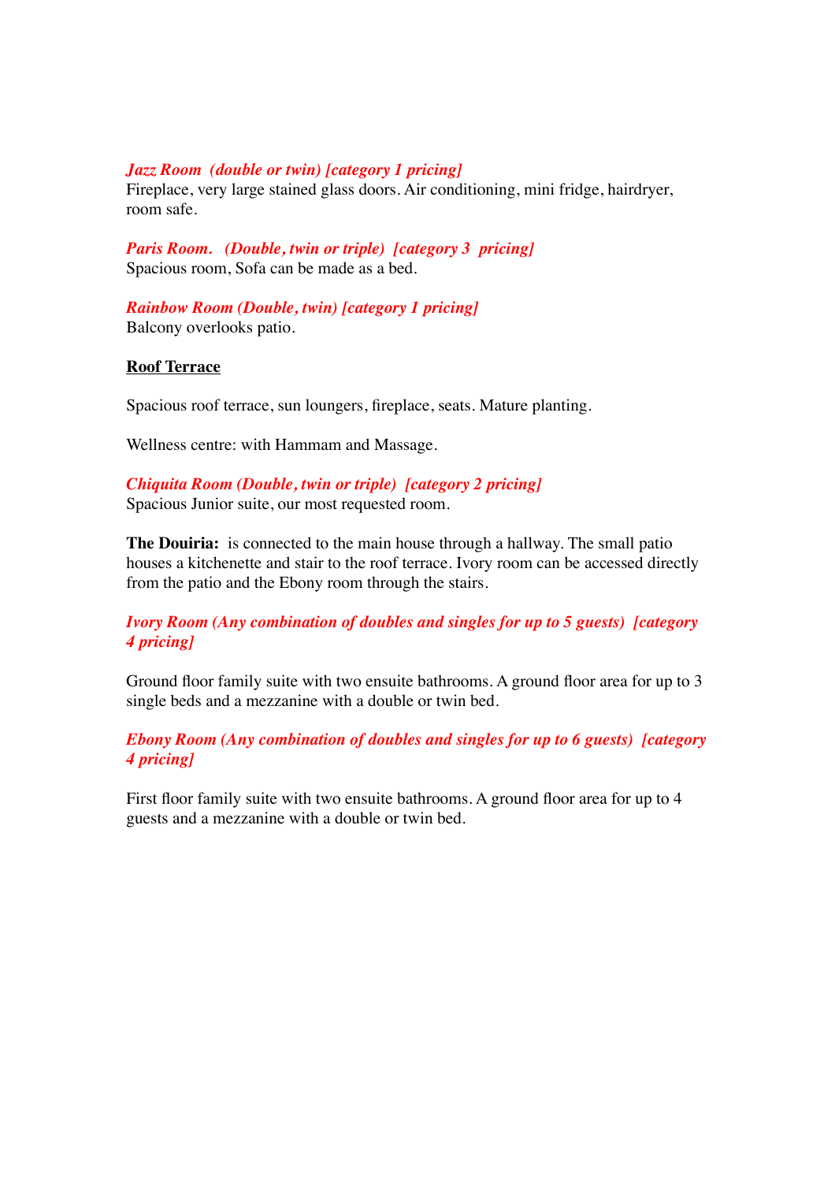***Jazz Room  (double or twin) [category 1 pricing]***
Fireplace, very large stained glass doors. Air conditioning, mini fridge, hairdryer, room safe.

***Paris Room.   (Double, twin or triple)  [category 3  pricing]***
Spacious room, Sofa can be made as a bed.

***Rainbow Room (Double, twin) [category 1 pricing]***
Balcony overlooks patio.

**Roof Terrace**

Spacious roof terrace, sun loungers, fireplace, seats. Mature planting.

Wellness centre: with Hammam and Massage.

***Chiquita Room (Double, twin or triple)  [category 2 pricing]***
Spacious Junior suite, our most requested room.

**The Douiria:** is connected to the main house through a hallway. The small patio houses a kitchenette and stair to the roof terrace. Ivory room can be accessed directly from the patio and the Ebony room through the stairs.

***Ivory Room (Any combination of doubles and singles for up to 5 guests)  [category 4 pricing]***

Ground floor family suite with two ensuite bathrooms. A ground floor area for up to 3 single beds and a mezzanine with a double or twin bed.

***Ebony Room (Any combination of doubles and singles for up to 6 guests)  [category 4 pricing]***

First floor family suite with two ensuite bathrooms. A ground floor area for up to 4 guests and a mezzanine with a double or twin bed.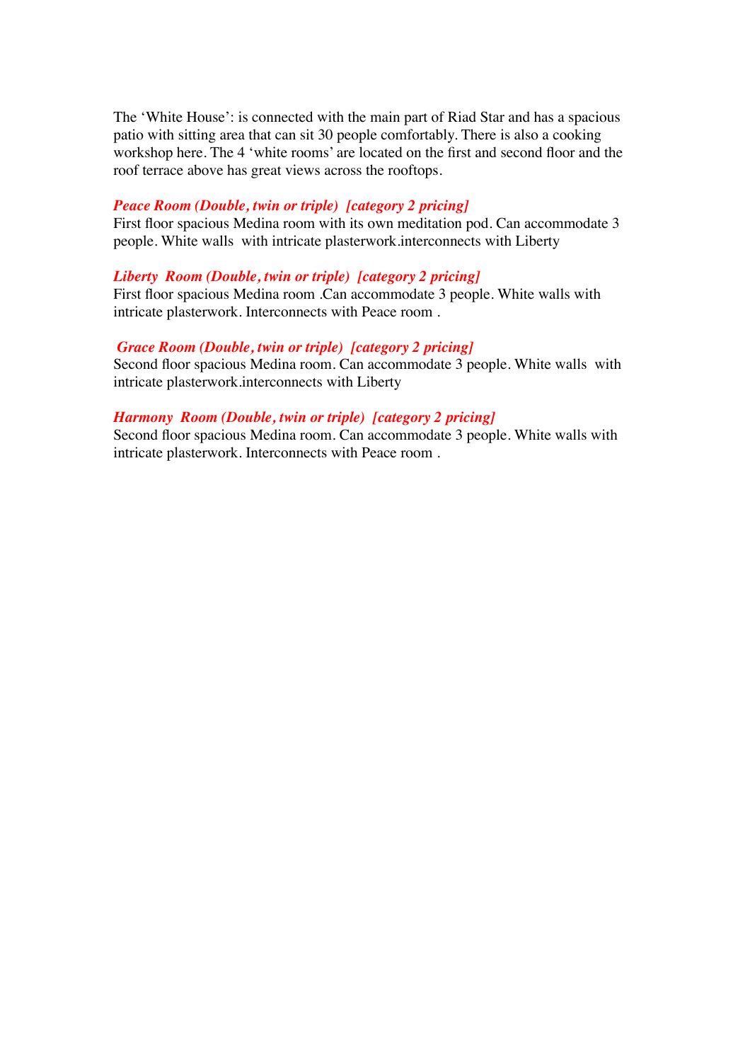The ‘White House’: is connected with the main part of Riad Star and has a spacious patio with sitting area that can sit 30 people comfortably. There is also a cooking workshop here. The 4 ‘white rooms’ are located on the first and second floor and the roof terrace above has great views across the rooftops.

***Peace Room (Double, twin or triple)  [category 2 pricing]***

First floor spacious Medina room with its own meditation pod. Can accommodate 3 people. White walls  with intricate plasterwork.interconnects with Liberty

***Liberty  Room (Double, twin or triple)  [category 2 pricing]***

First floor spacious Medina room .Can accommodate 3 people. White walls with intricate plasterwork. Interconnects with Peace room .

***Grace Room (Double, twin or triple)  [category 2 pricing]***

Second floor spacious Medina room. Can accommodate 3 people. White walls  with intricate plasterwork.interconnects with Liberty

***Harmony  Room (Double, twin or triple)  [category 2 pricing]***

Second floor spacious Medina room. Can accommodate 3 people. White walls with intricate plasterwork. Interconnects with Peace room .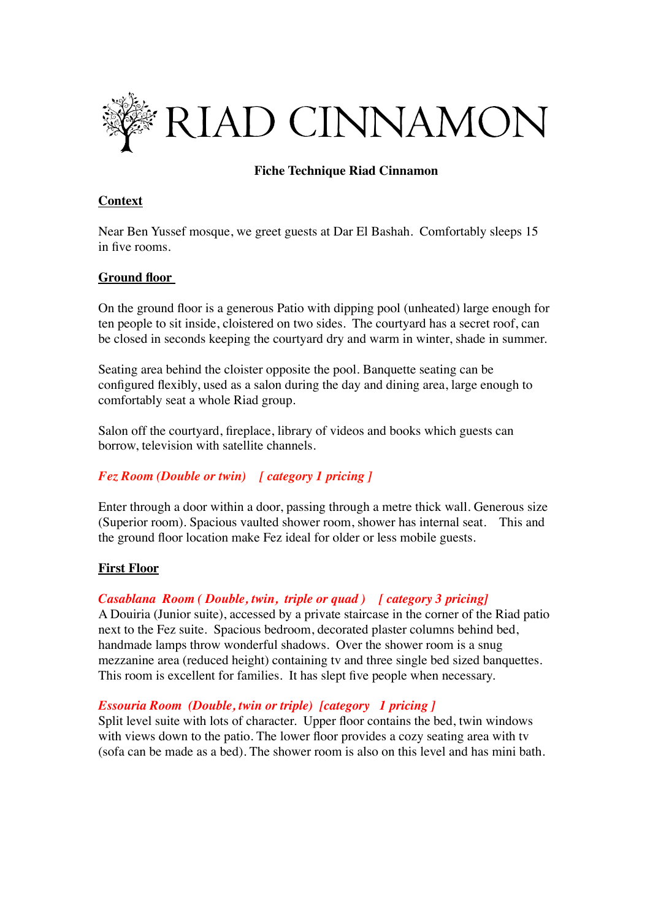# RIAD CINNAMON

**Fiche Technique Riad Cinnamon**

## Context

Near Ben Yussef mosque, we greet guests at Dar El Bashah.  Comfortably sleeps 15 in five rooms.

## Ground floor

On the ground floor is a generous Patio with dipping pool (unheated) large enough for ten people to sit inside, cloistered on two sides.  The courtyard has a secret roof, can be closed in seconds keeping the courtyard dry and warm in winter, shade in summer.

Seating area behind the cloister opposite the pool. Banquette seating can be configured flexibly, used as a salon during the day and dining area, large enough to comfortably seat a whole Riad group.

Salon off the courtyard, fireplace, library of videos and books which guests can borrow, television with satellite channels.

***Fez Room (Double or twin)    [ category 1 pricing ]***

Enter through a door within a door, passing through a metre thick wall. Generous size (Superior room). Spacious vaulted shower room, shower has internal seat.   This and the ground floor location make Fez ideal for older or less mobile guests.

## First Floor

***Casablana  Room ( Double, twin,  triple or quad )   [ category 3 pricing]***
A Douiria (Junior suite), accessed by a private staircase in the corner of the Riad patio next to the Fez suite.  Spacious bedroom, decorated plaster columns behind bed, handmade lamps throw wonderful shadows.  Over the shower room is a snug mezzanine area (reduced height) containing tv and three single bed sized banquettes.  This room is excellent for families.  It has slept five people when necessary.

***Essouria Room  (Double, twin or triple)  [category   1 pricing ]***
Split level suite with lots of character.  Upper floor contains the bed, twin windows with views down to the patio. The lower floor provides a cozy seating area with tv (sofa can be made as a bed). The shower room is also on this level and has mini bath.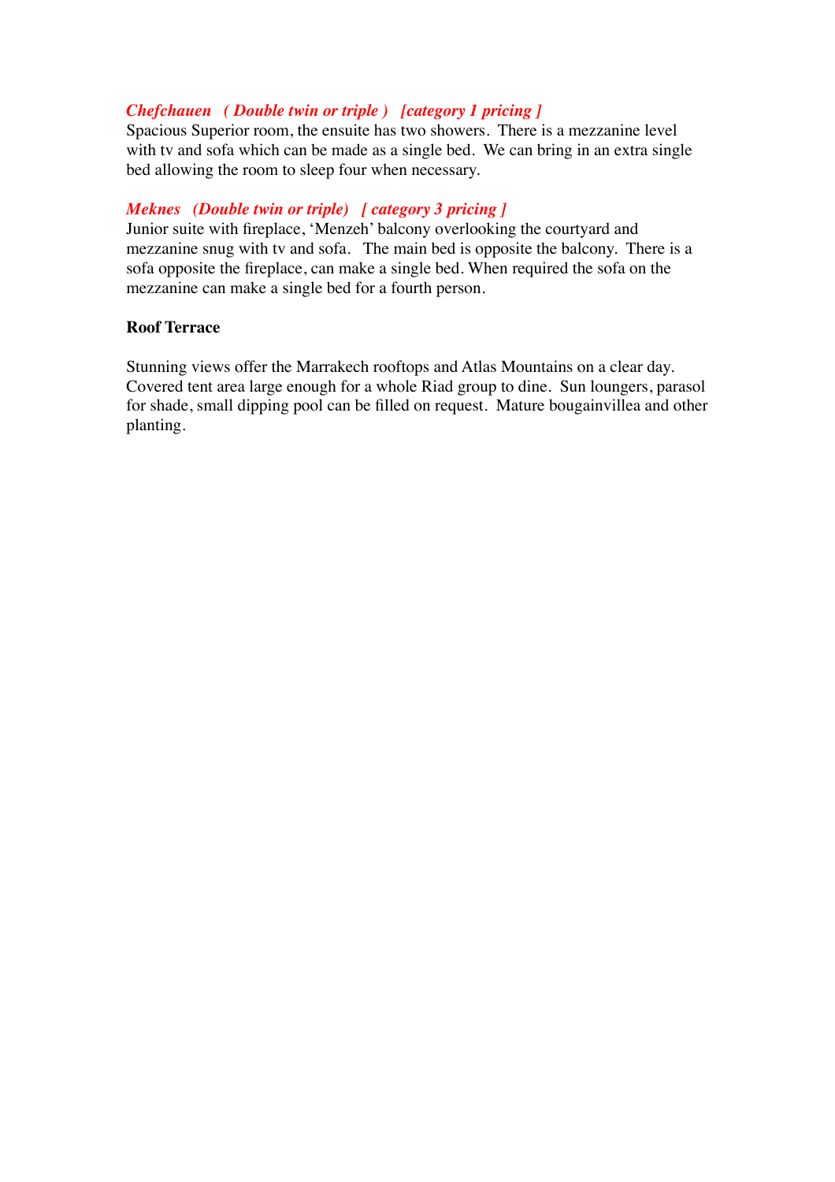***Chefchauen   ( Double twin or triple )   [category 1 pricing ]***

Spacious Superior room, the ensuite has two showers.  There is a mezzanine level with tv and sofa which can be made as a single bed.  We can bring in an extra single bed allowing the room to sleep four when necessary.

***Meknes   (Double twin or triple)   [ category 3 pricing ]***

Junior suite with fireplace, 'Menzeh' balcony overlooking the courtyard and mezzanine snug with tv and sofa.   The main bed is opposite the balcony.  There is a sofa opposite the fireplace, can make a single bed. When required the sofa on the mezzanine can make a single bed for a fourth person.

**Roof Terrace**

Stunning views offer the Marrakech rooftops and Atlas Mountains on a clear day. Covered tent area large enough for a whole Riad group to dine.  Sun loungers, parasol for shade, small dipping pool can be filled on request.  Mature bougainvillea and other planting.